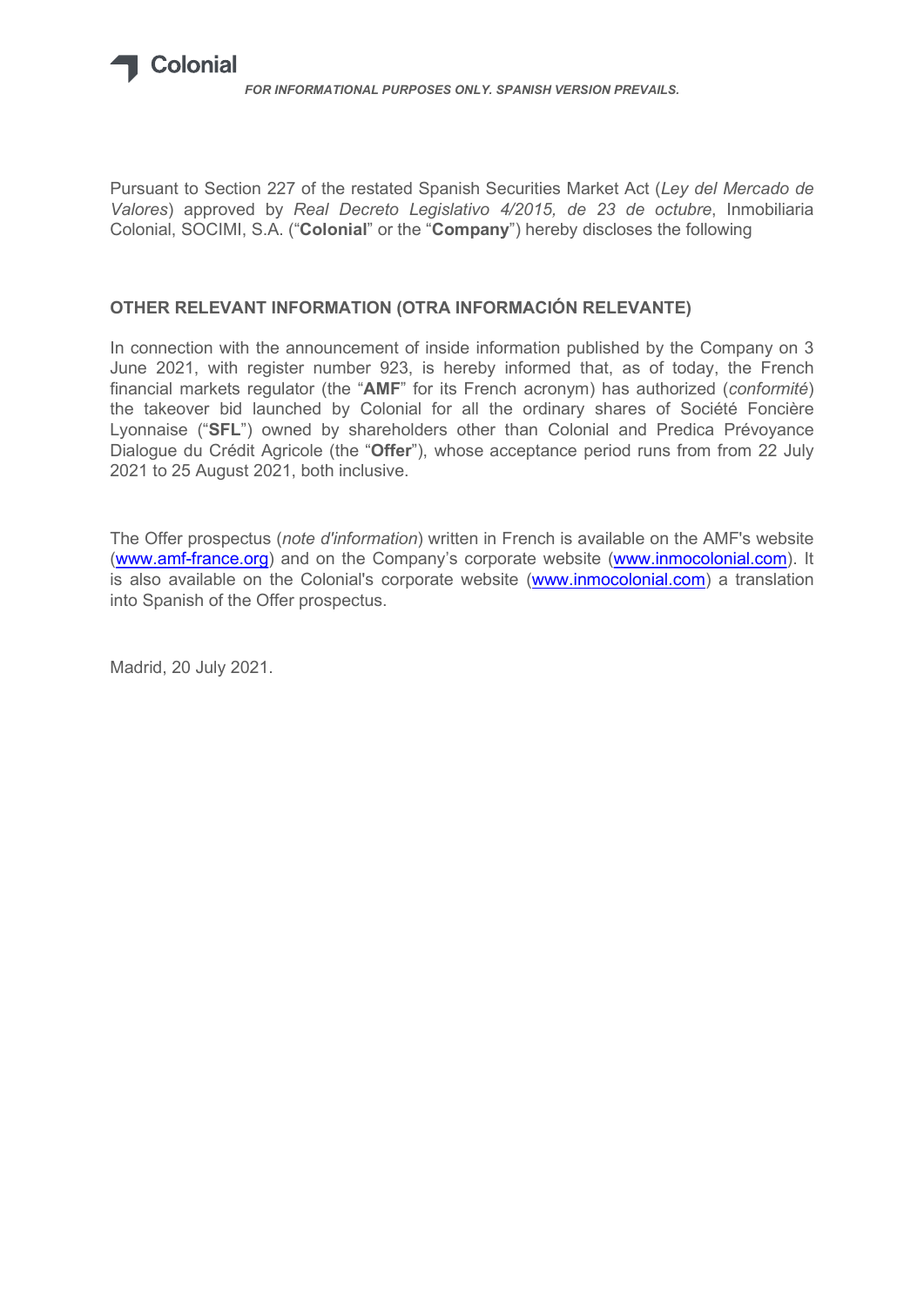*FOR INFORMATIONAL PURPOSES ONLY. SPANISH VERSION PREVAILS.*

Pursuant to Section 227 of the restated Spanish Securities Market Act (*Ley del Mercado de Valores*) approved by *Real Decreto Legislativo 4/2015, de 23 de octubre*, Inmobiliaria Colonial, SOCIMI, S.A. ("**Colonial**" or the "**Company**") hereby discloses the following

## OTHER RELEVANT INFORMATION (OTRA INFORMACIÓN RELEVANTE)

In connection with the announcement of inside information published by the Company on 3 June 2021, with register number 923, is hereby informed that, as of today, the French financial markets regulator (the "**AMF**" for its French acronym) has authorized (*conformité*) the takeover bid launched by Colonial for all the ordinary shares of Société Foncière Lyonnaise ("**SFL**") owned by shareholders other than Colonial and Predica Prévoyance Dialogue du Crédit Agricole (the "**Offer**"), whose acceptance period runs from from 22 July 2021 to 25 August 2021, both inclusive.

The Offer prospectus (*note d'information*) written in French is available on the AMF's website (www.amf-france.org) and on the Company's corporate website (www.inmocolonial.com). It is also available on the Colonial's corporate website (www.inmocolonial.com) a translation into Spanish of the Offer prospectus.

Madrid, 20 July 2021.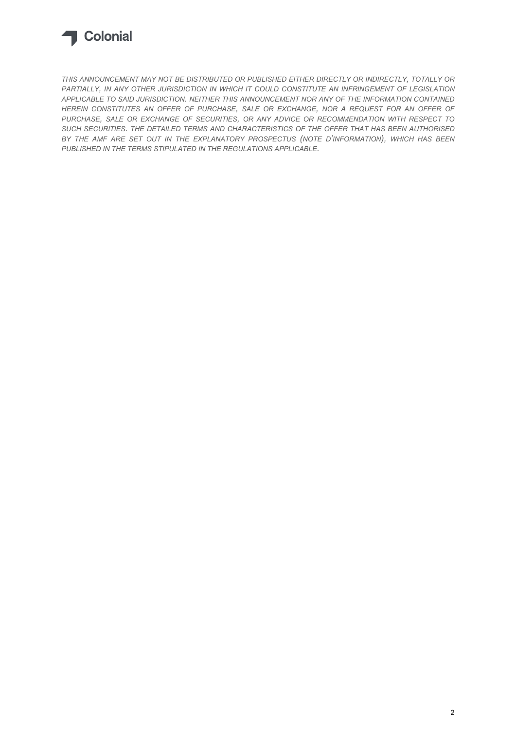*THIS ANNOUNCEMENT MAY NOT BE DISTRIBUTED OR PUBLISHED EITHER DIRECTLY OR INDIRECTLY, TOTALLY OR PARTIALLY, IN ANY OTHER JURISDICTION IN WHICH IT COULD CONSTITUTE AN INFRINGEMENT OF LEGISLATION APPLICABLE TO SAID JURISDICTION. NEITHER THIS ANNOUNCEMENT NOR ANY OF THE INFORMATION CONTAINED HEREIN CONSTITUTES AN OFFER OF PURCHASE, SALE OR EXCHANGE, NOR A REQUEST FOR AN OFFER OF PURCHASE, SALE OR EXCHANGE OF SECURITIES, OR ANY ADVICE OR RECOMMENDATION WITH RESPECT TO SUCH SECURITIES. THE DETAILED TERMS AND CHARACTERISTICS OF THE OFFER THAT HAS BEEN AUTHORISED BY THE AMF ARE SET OUT IN THE EXPLANATORY PROSPECTUS (NOTE D'INFORMATION), WHICH HAS BEEN PUBLISHED IN THE TERMS STIPULATED IN THE REGULATIONS APPLICABLE.*